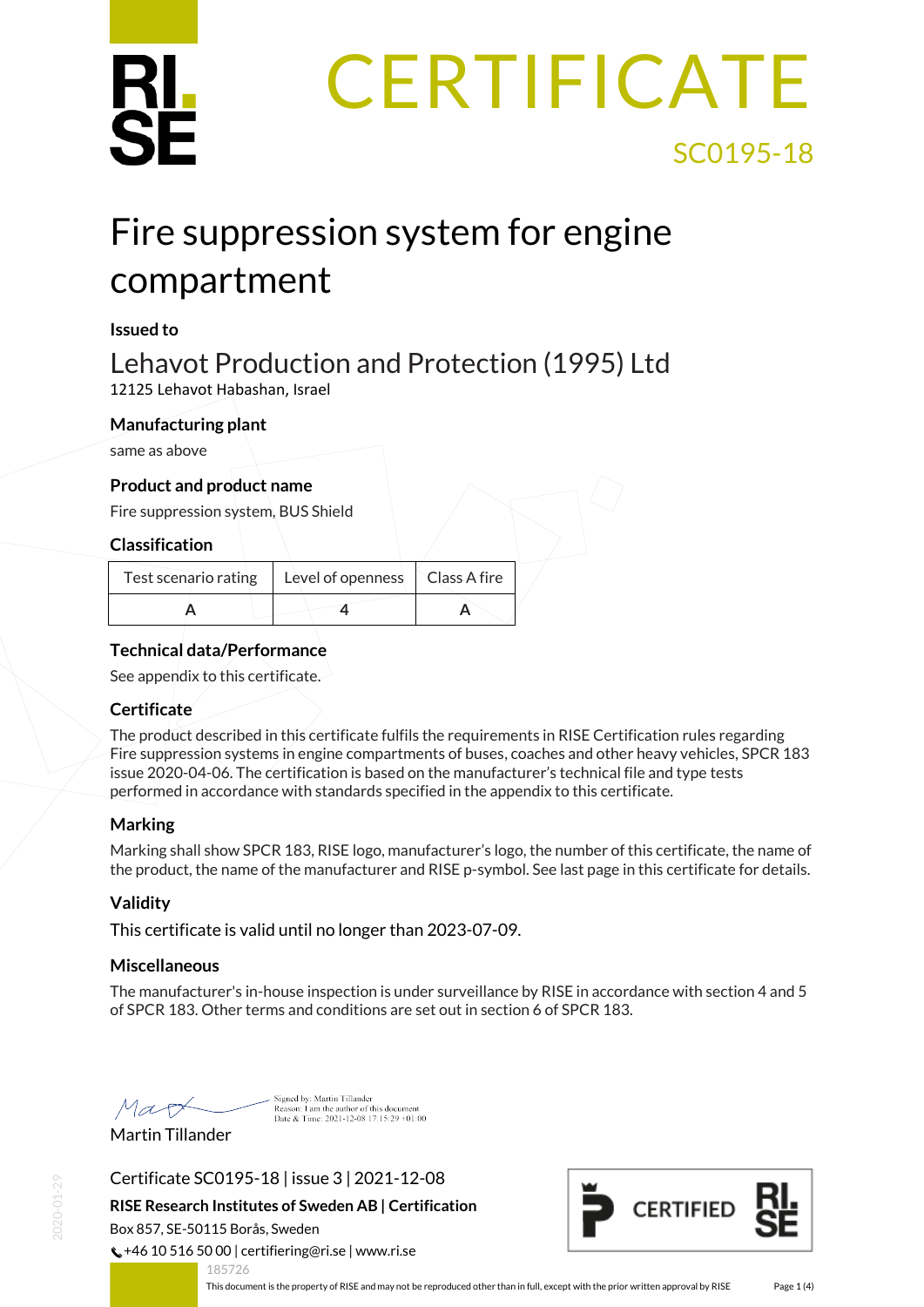# CERTIFICATE

SC0195-18

# Fire suppression system for engine compartment

**Issued to**

Lehavot Production and Protection (1995) Ltd
12125 Lehavot Habashan, Israel

**Manufacturing plant**

same as above

**Product and product name**

Fire suppression system, BUS Shield

**Classification**

| Test scenario rating | Level of openness | Class A fire |
|---|---|---|
| A | 4 | A |

**Technical data/Performance**

See appendix to this certificate.

**Certificate**

The product described in this certificate fulfils the requirements in RISE Certification rules regarding Fire suppression systems in engine compartments of buses, coaches and other heavy vehicles, SPCR 183 issue 2020-04-06. The certification is based on the manufacturer's technical file and type tests performed in accordance with standards specified in the appendix to this certificate.

**Marking**

Marking shall show SPCR 183, RISE logo, manufacturer's logo, the number of this certificate, the name of the product, the name of the manufacturer and RISE p-symbol. See last page in this certificate for details.

**Validity**

This certificate is valid until no longer than 2023-07-09.

**Miscellaneous**

The manufacturer's in-house inspection is under surveillance by RISE in accordance with section 4 and 5 of SPCR 183. Other terms and conditions are set out in section 6 of SPCR 183.

Signed by: Martin Tillander
Reason: I am the author of this document
Date & Time: 2021-12-08 17:15:29 +01:00

Martin Tillander

Certificate SC0195-18 | issue 3 | 2021-12-08

**RISE Research Institutes of Sweden AB | Certification**

Box 857, SE-50115 Borås, Sweden

+46 10 516 50 00 | certifiering@ri.se | www.ri.se

CERTIFIED RISE

185726

2020-01-29

This document is the property of RISE and may not be reproduced other than in full, except with the prior written approval by RISE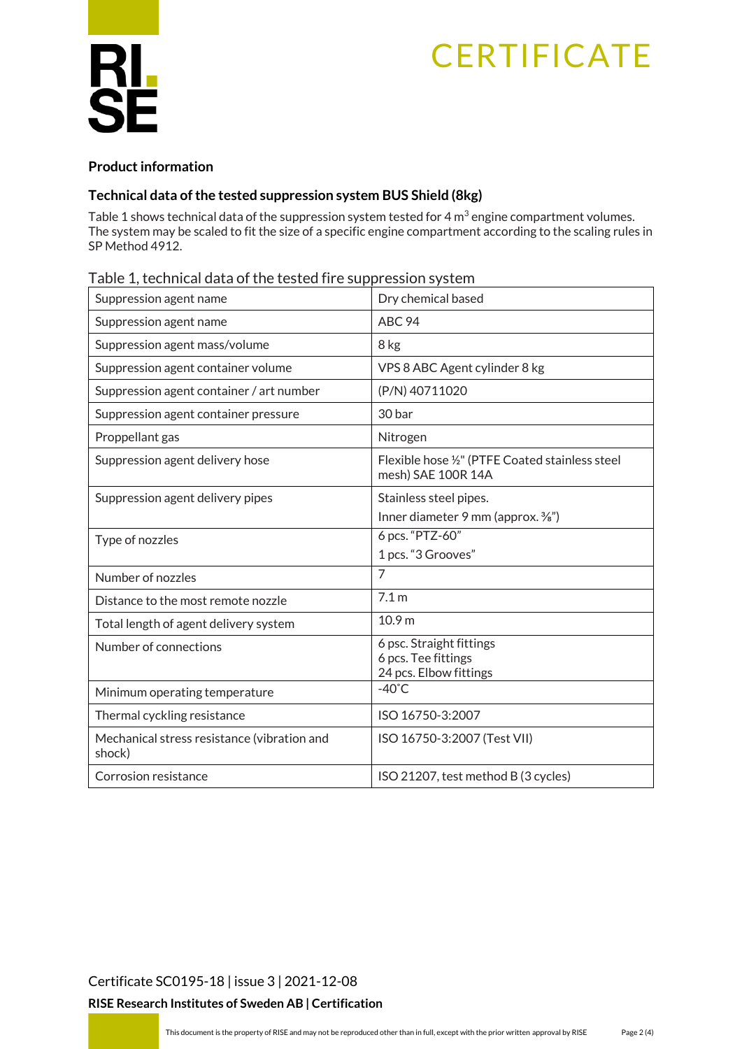# CERTIFICATE

## Product information

### Technical data of the tested suppression system BUS Shield (8kg)

Table 1 shows technical data of the suppression system tested for 4 $m^3$ engine compartment volumes. The system may be scaled to fit the size of a specific engine compartment according to the scaling rules in SP Method 4912.

Table 1, technical data of the tested fire suppression system

| | |
|---|---|
| Suppression agent name | Dry chemical based |
| Suppression agent name | ABC 94 |
| Suppression agent mass/volume | 8 kg |
| Suppression agent container volume | VPS 8 ABC Agent cylinder 8 kg |
| Suppression agent container / art number | (P/N) 40711020 |
| Suppression agent container pressure | 30 bar |
| Proppellant gas | Nitrogen |
| Suppression agent delivery hose | Flexible hose ½" (PTFE Coated stainless steel mesh) SAE 100R 14A |
| Suppression agent delivery pipes | Stainless steel pipes.<br>Inner diameter 9 mm (approx. ⅜") |
| Type of nozzles | 6 pcs. "PTZ-60"<br>1 pcs. "3 Grooves" |
| Number of nozzles | 7 |
| Distance to the most remote nozzle | 7.1 m |
| Total length of agent delivery system | 10.9 m |
| Number of connections | 6 psc. Straight fittings<br>6 pcs. Tee fittings<br>24 pcs. Elbow fittings |
| Minimum operating temperature | -40°C |
| Thermal cyckling resistance | ISO 16750-3:2007 |
| Mechanical stress resistance (vibration and shock) | ISO 16750-3:2007 (Test VII) |
| Corrosion resistance | ISO 21207, test method B (3 cycles) |

Certificate SC0195-18 | issue 3 | 2021-12-08

**RISE Research Institutes of Sweden AB | Certification**

This document is the property of RISE and may not be reproduced other than in full, except with the prior written approval by RISE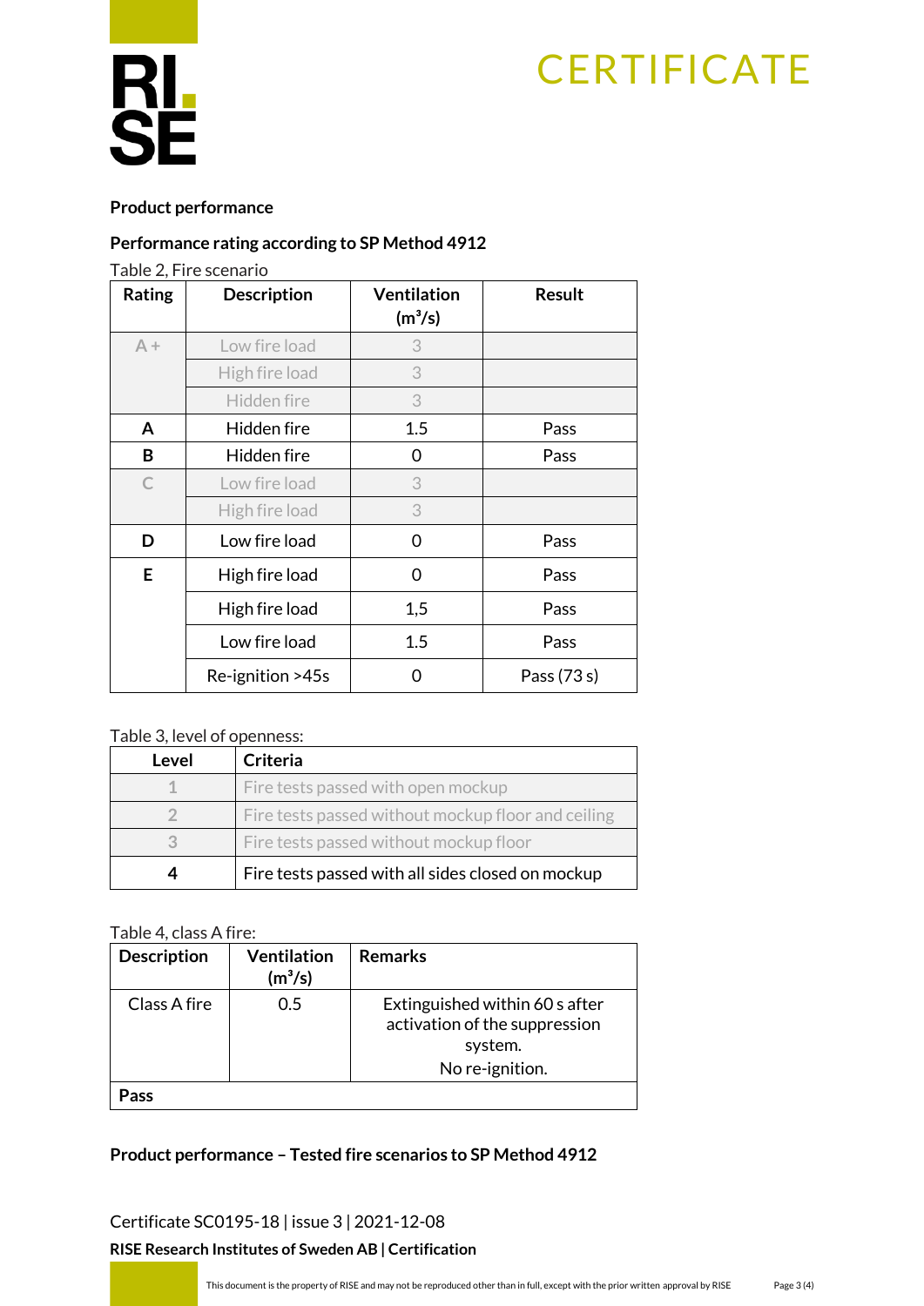# CERTIFICATE

**Product performance**

**Performance rating according to SP Method 4912**

Table 2, Fire scenario

| Rating | Description | Ventilation ($m^3/s$) | Result |
|---|---|---|---|
| A+ | Low fire load | 3 | |
| | High fire load | 3 | |
| | Hidden fire | 3 | |
| **A** | Hidden fire | 1.5 | Pass |
| **B** | Hidden fire | 0 | Pass |
| C | Low fire load | 3 | |
| | High fire load | 3 | |
| **D** | Low fire load | 0 | Pass |
| **E** | High fire load | 0 | Pass |
| | High fire load | 1,5 | Pass |
| | Low fire load | 1.5 | Pass |
| | Re-ignition >45s | 0 | Pass (73 s) |

Table 3, level of openness:

| Level | Criteria |
|---|---|
| 1 | Fire tests passed with open mockup |
| 2 | Fire tests passed without mockup floor and ceiling |
| 3 | Fire tests passed without mockup floor |
| **4** | Fire tests passed with all sides closed on mockup |

Table 4, class A fire:

| Description | Ventilation ($m^3/s$) | Remarks |
|---|---|---|
| Class A fire | 0.5 | Extinguished within 60 s after activation of the suppression system. No re-ignition. |
| **Pass** | | |

**Product performance – Tested fire scenarios to SP Method 4912**

Certificate SC0195-18 | issue 3 | 2021-12-08

**RISE Research Institutes of Sweden AB | Certification**

This document is the property of RISE and may not be reproduced other than in full, except with the prior written approval by RISE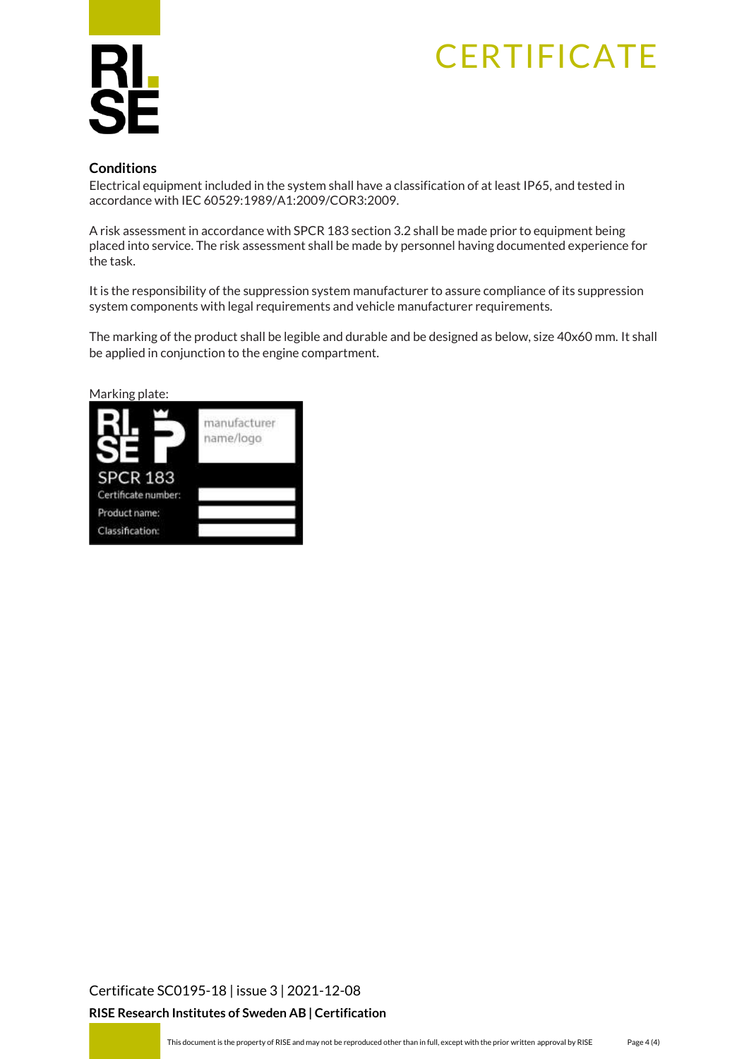# CERTIFICATE

## Conditions

Electrical equipment included in the system shall have a classification of at least IP65, and tested in accordance with IEC 60529:1989/A1:2009/COR3:2009.

A risk assessment in accordance with SPCR 183 section 3.2 shall be made prior to equipment being placed into service. The risk assessment shall be made by personnel having documented experience for the task.

It is the responsibility of the suppression system manufacturer to assure compliance of its suppression system components with legal requirements and vehicle manufacturer requirements.

The marking of the product shall be legible and durable and be designed as below, size 40x60 mm. It shall be applied in conjunction to the engine compartment.

Marking plate:

| | |
|---|---|
| RI. SE P | manufacturer name/logo |
| SPCR 183 | |
| Certificate number: | |
| Product name: | |
| Classification: | |

Certificate SC0195-18 | issue 3 | 2021-12-08

**RISE Research Institutes of Sweden AB | Certification**

This document is the property of RISE and may not be reproduced other than in full, except with the prior written approval by RISE